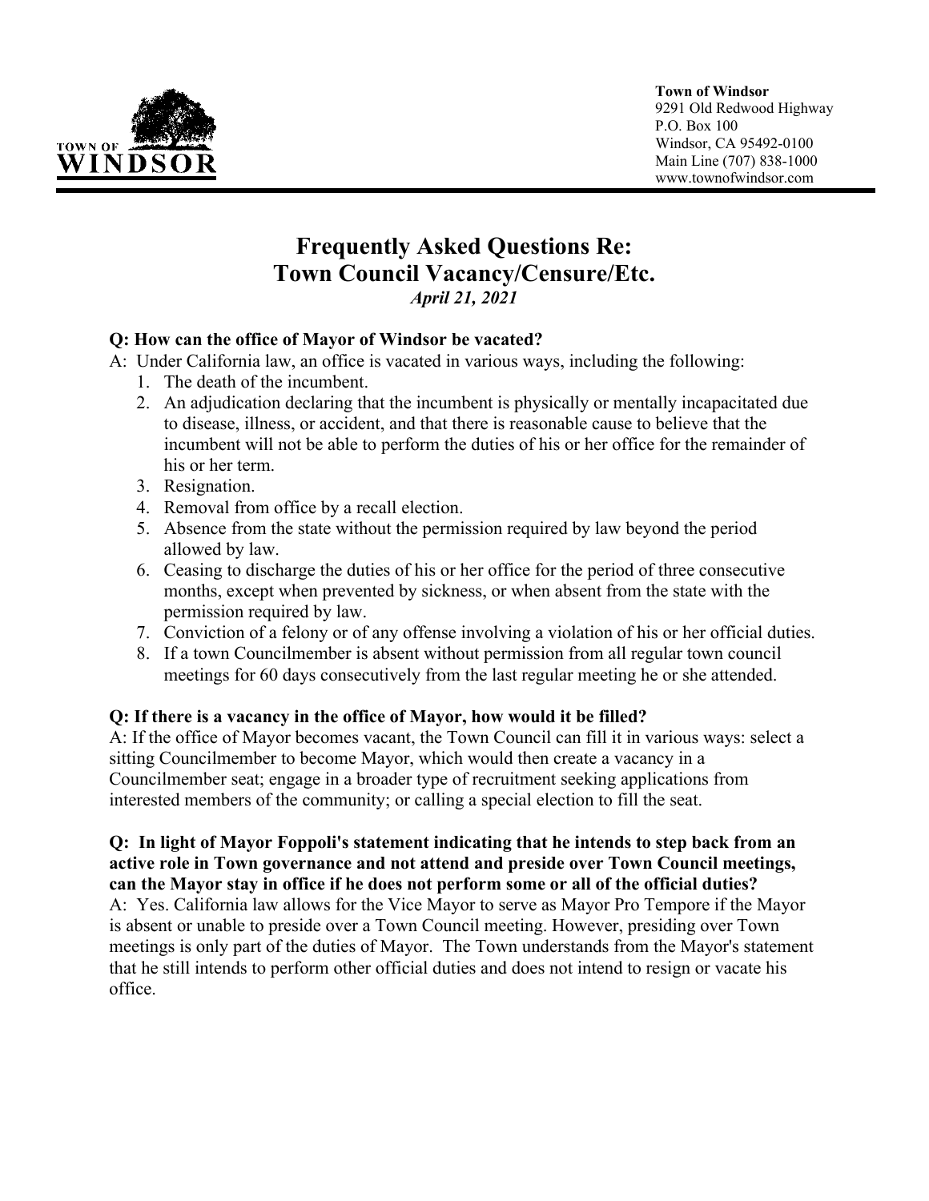**Town of Windsor**
9291 Old Redwood Highway
P.O. Box 100
Windsor, CA 95492-0100
Main Line (707) 838-1000
www.townofwindsor.com

# Frequently Asked Questions Re: Town Council Vacancy/Censure/Etc.

*April 21, 2021*

**Q: How can the office of Mayor of Windsor be vacated?**

A: Under California law, an office is vacated in various ways, including the following:

1. The death of the incumbent.
2. An adjudication declaring that the incumbent is physically or mentally incapacitated due to disease, illness, or accident, and that there is reasonable cause to believe that the incumbent will not be able to perform the duties of his or her office for the remainder of his or her term.
3. Resignation.
4. Removal from office by a recall election.
5. Absence from the state without the permission required by law beyond the period allowed by law.
6. Ceasing to discharge the duties of his or her office for the period of three consecutive months, except when prevented by sickness, or when absent from the state with the permission required by law.
7. Conviction of a felony or of any offense involving a violation of his or her official duties.
8. If a town Councilmember is absent without permission from all regular town council meetings for 60 days consecutively from the last regular meeting he or she attended.

**Q: If there is a vacancy in the office of Mayor, how would it be filled?**

A: If the office of Mayor becomes vacant, the Town Council can fill it in various ways: select a sitting Councilmember to become Mayor, which would then create a vacancy in a Councilmember seat; engage in a broader type of recruitment seeking applications from interested members of the community; or calling a special election to fill the seat.

**Q: In light of Mayor Foppoli's statement indicating that he intends to step back from an active role in Town governance and not attend and preside over Town Council meetings, can the Mayor stay in office if he does not perform some or all of the official duties?**

A: Yes. California law allows for the Vice Mayor to serve as Mayor Pro Tempore if the Mayor is absent or unable to preside over a Town Council meeting. However, presiding over Town meetings is only part of the duties of Mayor. The Town understands from the Mayor's statement that he still intends to perform other official duties and does not intend to resign or vacate his office.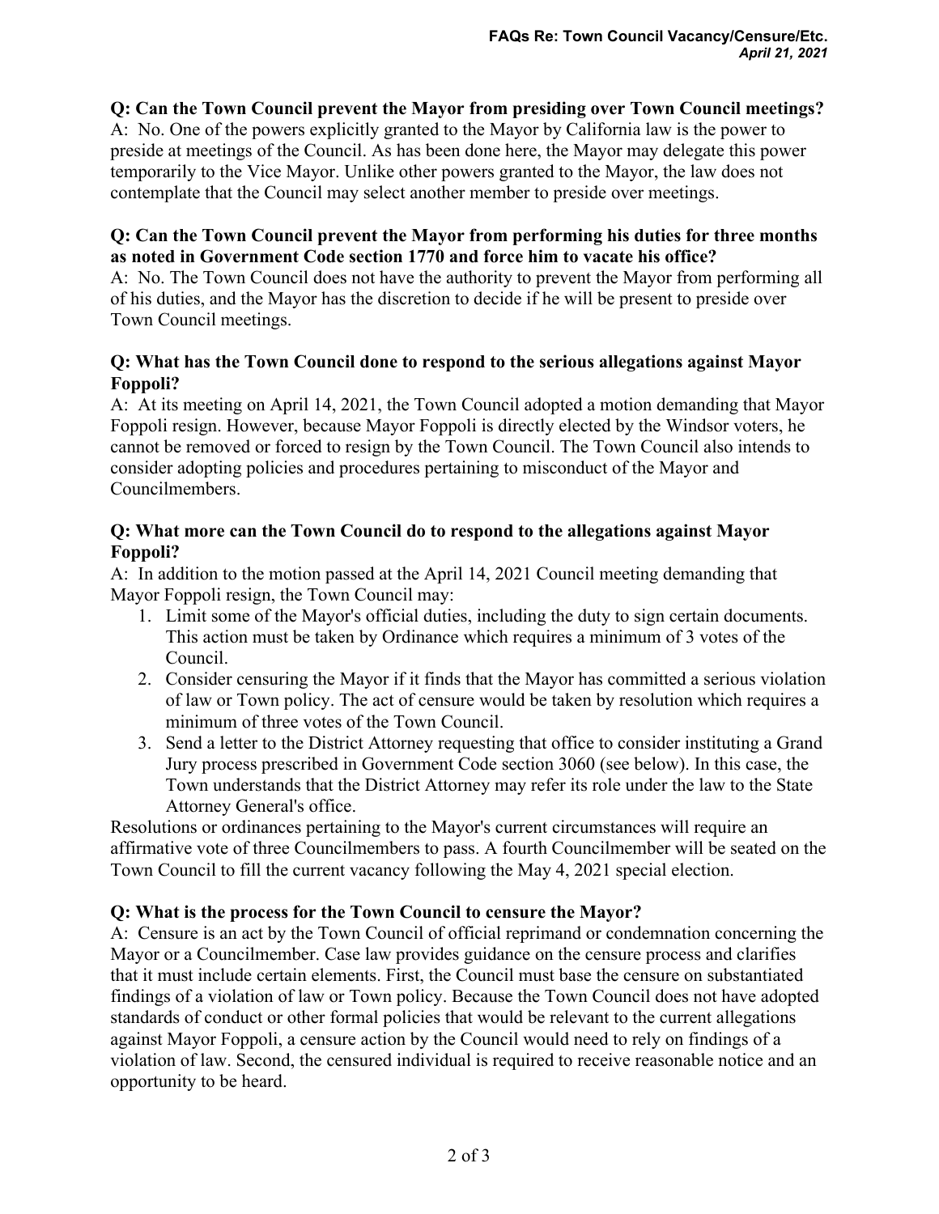**Q: Can the Town Council prevent the Mayor from presiding over Town Council meetings?**
A: No. One of the powers explicitly granted to the Mayor by California law is the power to preside at meetings of the Council. As has been done here, the Mayor may delegate this power temporarily to the Vice Mayor. Unlike other powers granted to the Mayor, the law does not contemplate that the Council may select another member to preside over meetings.

**Q: Can the Town Council prevent the Mayor from performing his duties for three months as noted in Government Code section 1770 and force him to vacate his office?**
A: No. The Town Council does not have the authority to prevent the Mayor from performing all of his duties, and the Mayor has the discretion to decide if he will be present to preside over Town Council meetings.

**Q: What has the Town Council done to respond to the serious allegations against Mayor Foppoli?**
A: At its meeting on April 14, 2021, the Town Council adopted a motion demanding that Mayor Foppoli resign. However, because Mayor Foppoli is directly elected by the Windsor voters, he cannot be removed or forced to resign by the Town Council. The Town Council also intends to consider adopting policies and procedures pertaining to misconduct of the Mayor and Councilmembers.

**Q: What more can the Town Council do to respond to the allegations against Mayor Foppoli?**
A: In addition to the motion passed at the April 14, 2021 Council meeting demanding that Mayor Foppoli resign, the Town Council may:

1. Limit some of the Mayor's official duties, including the duty to sign certain documents. This action must be taken by Ordinance which requires a minimum of 3 votes of the Council.
2. Consider censuring the Mayor if it finds that the Mayor has committed a serious violation of law or Town policy. The act of censure would be taken by resolution which requires a minimum of three votes of the Town Council.
3. Send a letter to the District Attorney requesting that office to consider instituting a Grand Jury process prescribed in Government Code section 3060 (see below). In this case, the Town understands that the District Attorney may refer its role under the law to the State Attorney General's office.

Resolutions or ordinances pertaining to the Mayor's current circumstances will require an affirmative vote of three Councilmembers to pass. A fourth Councilmember will be seated on the Town Council to fill the current vacancy following the May 4, 2021 special election.

**Q: What is the process for the Town Council to censure the Mayor?**
A: Censure is an act by the Town Council of official reprimand or condemnation concerning the Mayor or a Councilmember. Case law provides guidance on the censure process and clarifies that it must include certain elements. First, the Council must base the censure on substantiated findings of a violation of law or Town policy. Because the Town Council does not have adopted standards of conduct or other formal policies that would be relevant to the current allegations against Mayor Foppoli, a censure action by the Council would need to rely on findings of a violation of law. Second, the censured individual is required to receive reasonable notice and an opportunity to be heard.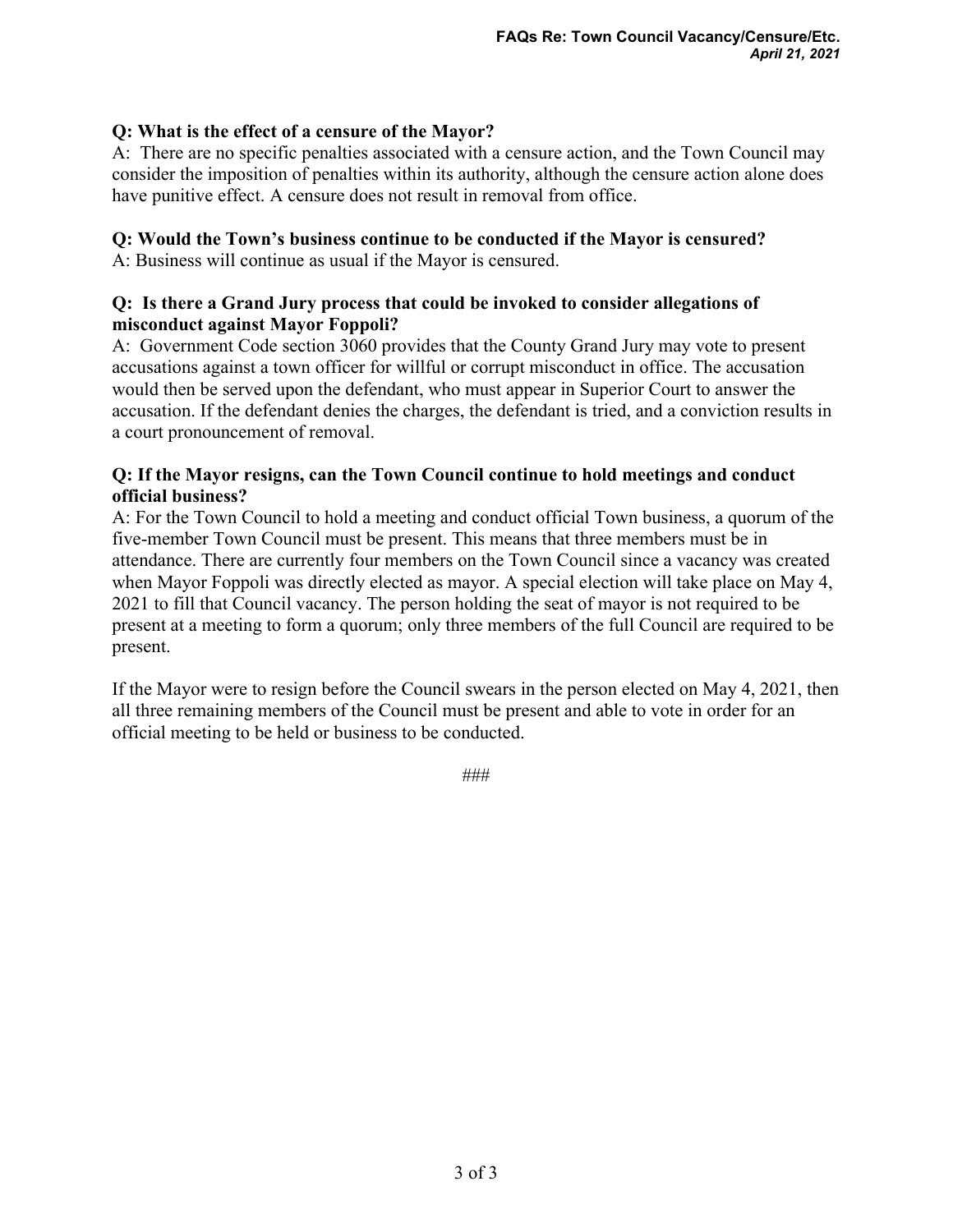**Q: What is the effect of a censure of the Mayor?**
A: There are no specific penalties associated with a censure action, and the Town Council may consider the imposition of penalties within its authority, although the censure action alone does have punitive effect. A censure does not result in removal from office.

**Q: Would the Town's business continue to be conducted if the Mayor is censured?**
A: Business will continue as usual if the Mayor is censured.

**Q: Is there a Grand Jury process that could be invoked to consider allegations of misconduct against Mayor Foppoli?**
A: Government Code section 3060 provides that the County Grand Jury may vote to present accusations against a town officer for willful or corrupt misconduct in office. The accusation would then be served upon the defendant, who must appear in Superior Court to answer the accusation. If the defendant denies the charges, the defendant is tried, and a conviction results in a court pronouncement of removal.

**Q: If the Mayor resigns, can the Town Council continue to hold meetings and conduct official business?**
A: For the Town Council to hold a meeting and conduct official Town business, a quorum of the five-member Town Council must be present. This means that three members must be in attendance. There are currently four members on the Town Council since a vacancy was created when Mayor Foppoli was directly elected as mayor. A special election will take place on May 4, 2021 to fill that Council vacancy. The person holding the seat of mayor is not required to be present at a meeting to form a quorum; only three members of the full Council are required to be present.

If the Mayor were to resign before the Council swears in the person elected on May 4, 2021, then all three remaining members of the Council must be present and able to vote in order for an official meeting to be held or business to be conducted.

###